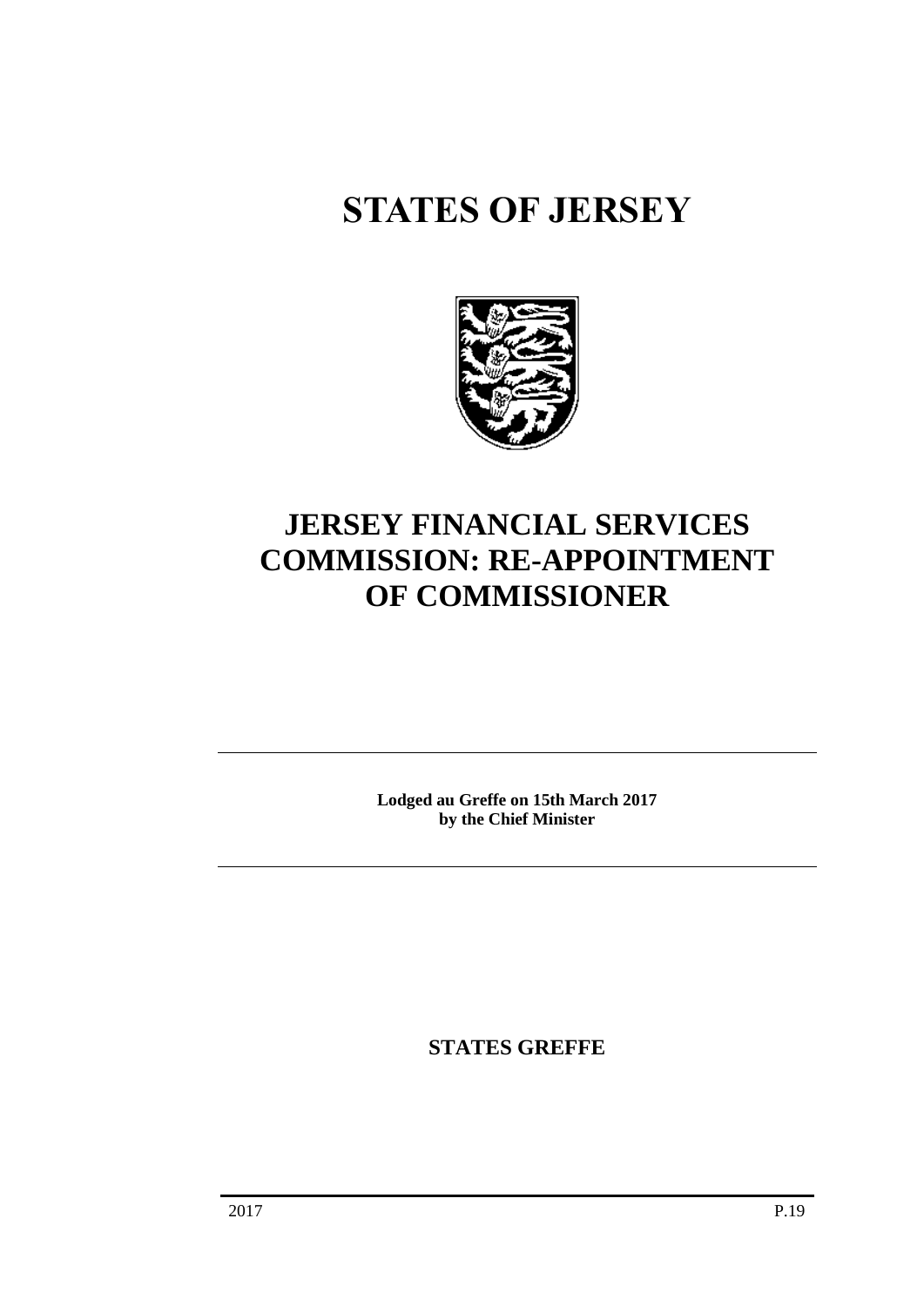# STATES OF JERSEY

## JERSEY FINANCIAL SERVICES COMMISSION: RE-APPOINTMENT OF COMMISSIONER

---

**Lodged au Greffe on 15th March 2017**
**by the Chief Minister**

---

**STATES GREFFE**

2017 P.19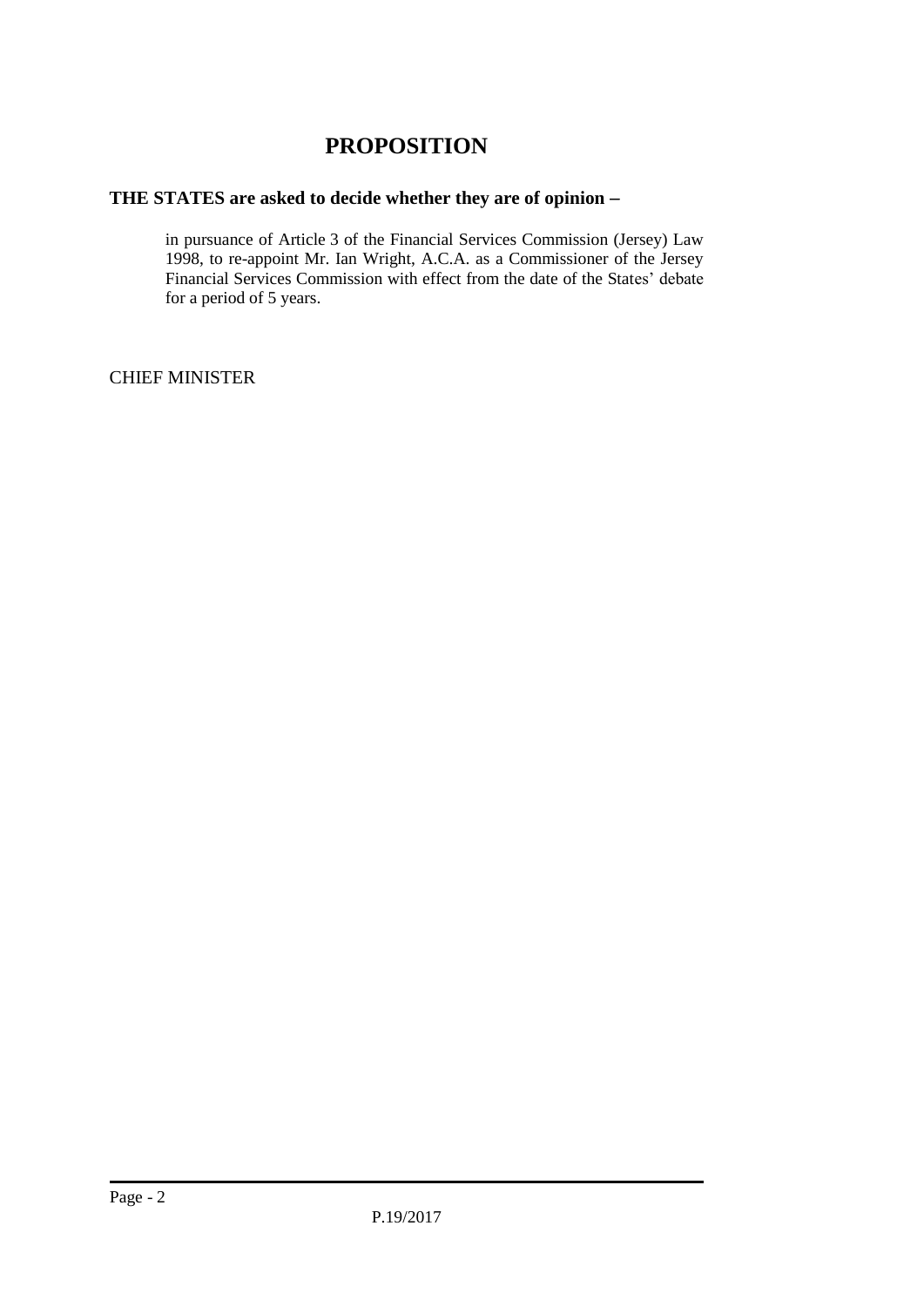# PROPOSITION

**THE STATES are asked to decide whether they are of opinion −**

in pursuance of Article 3 of the Financial Services Commission (Jersey) Law 1998, to re-appoint Mr. Ian Wright, A.C.A. as a Commissioner of the Jersey Financial Services Commission with effect from the date of the States' debate for a period of 5 years.

CHIEF MINISTER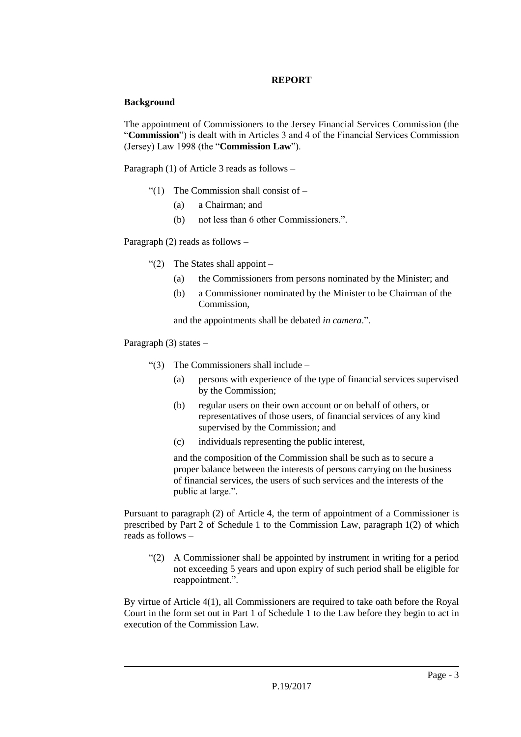**REPORT**

**Background**

The appointment of Commissioners to the Jersey Financial Services Commission (the "**Commission**") is dealt with in Articles 3 and 4 of the Financial Services Commission (Jersey) Law 1998 (the "**Commission Law**").

Paragraph (1) of Article 3 reads as follows –

> "(1) The Commission shall consist of –
>
> (a) a Chairman; and
>
> (b) not less than 6 other Commissioners.".

Paragraph (2) reads as follows –

> "(2) The States shall appoint –
>
> (a) the Commissioners from persons nominated by the Minister; and
>
> (b) a Commissioner nominated by the Minister to be Chairman of the Commission,
>
> and the appointments shall be debated *in camera*.".

Paragraph (3) states –

> "(3) The Commissioners shall include –
>
> (a) persons with experience of the type of financial services supervised by the Commission;
>
> (b) regular users on their own account or on behalf of others, or representatives of those users, of financial services of any kind supervised by the Commission; and
>
> (c) individuals representing the public interest,
>
> and the composition of the Commission shall be such as to secure a proper balance between the interests of persons carrying on the business of financial services, the users of such services and the interests of the public at large.".

Pursuant to paragraph (2) of Article 4, the term of appointment of a Commissioner is prescribed by Part 2 of Schedule 1 to the Commission Law, paragraph 1(2) of which reads as follows –

> "(2) A Commissioner shall be appointed by instrument in writing for a period not exceeding 5 years and upon expiry of such period shall be eligible for reappointment.".

By virtue of Article 4(1), all Commissioners are required to take oath before the Royal Court in the form set out in Part 1 of Schedule 1 to the Law before they begin to act in execution of the Commission Law.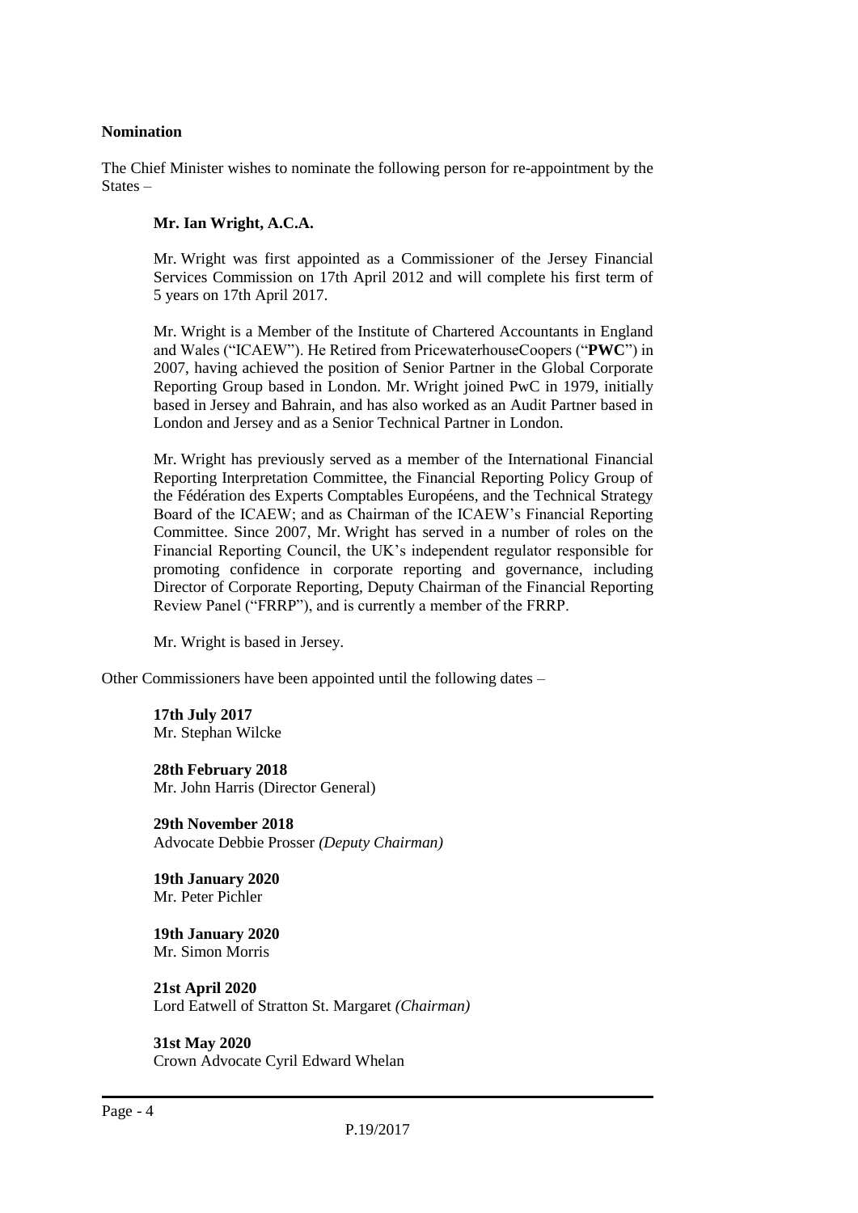**Nomination**

The Chief Minister wishes to nominate the following person for re-appointment by the States –

**Mr. Ian Wright, A.C.A.**

Mr. Wright was first appointed as a Commissioner of the Jersey Financial Services Commission on 17th April 2012 and will complete his first term of 5 years on 17th April 2017.

Mr. Wright is a Member of the Institute of Chartered Accountants in England and Wales ("ICAEW"). He Retired from PricewaterhouseCoopers ("**PWC**") in 2007, having achieved the position of Senior Partner in the Global Corporate Reporting Group based in London. Mr. Wright joined PwC in 1979, initially based in Jersey and Bahrain, and has also worked as an Audit Partner based in London and Jersey and as a Senior Technical Partner in London.

Mr. Wright has previously served as a member of the International Financial Reporting Interpretation Committee, the Financial Reporting Policy Group of the Fédération des Experts Comptables Européens, and the Technical Strategy Board of the ICAEW; and as Chairman of the ICAEW's Financial Reporting Committee. Since 2007, Mr. Wright has served in a number of roles on the Financial Reporting Council, the UK's independent regulator responsible for promoting confidence in corporate reporting and governance, including Director of Corporate Reporting, Deputy Chairman of the Financial Reporting Review Panel ("FRRP"), and is currently a member of the FRRP.

Mr. Wright is based in Jersey.

Other Commissioners have been appointed until the following dates –

**17th July 2017**
Mr. Stephan Wilcke

**28th February 2018**
Mr. John Harris (Director General)

**29th November 2018**
Advocate Debbie Prosser *(Deputy Chairman)*

**19th January 2020**
Mr. Peter Pichler

**19th January 2020**
Mr. Simon Morris

**21st April 2020**
Lord Eatwell of Stratton St. Margaret *(Chairman)*

**31st May 2020**
Crown Advocate Cyril Edward Whelan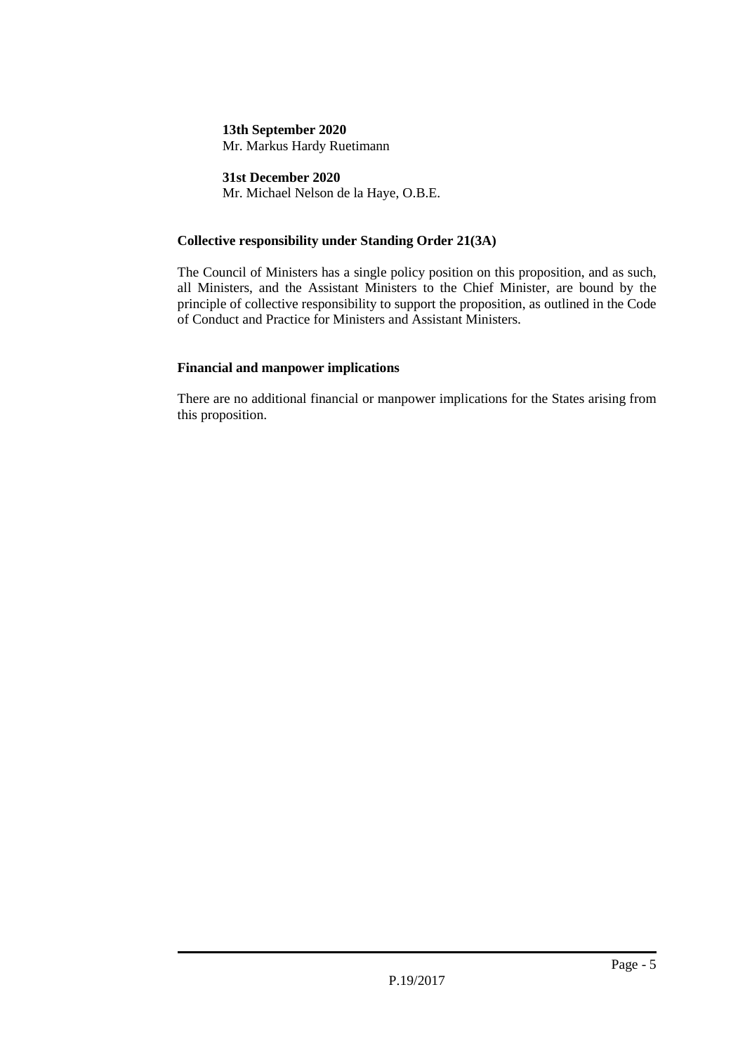**13th September 2020**
Mr. Markus Hardy Ruetimann

**31st December 2020**
Mr. Michael Nelson de la Haye, O.B.E.

### Collective responsibility under Standing Order 21(3A)

The Council of Ministers has a single policy position on this proposition, and as such, all Ministers, and the Assistant Ministers to the Chief Minister, are bound by the principle of collective responsibility to support the proposition, as outlined in the Code of Conduct and Practice for Ministers and Assistant Ministers.

### Financial and manpower implications

There are no additional financial or manpower implications for the States arising from this proposition.